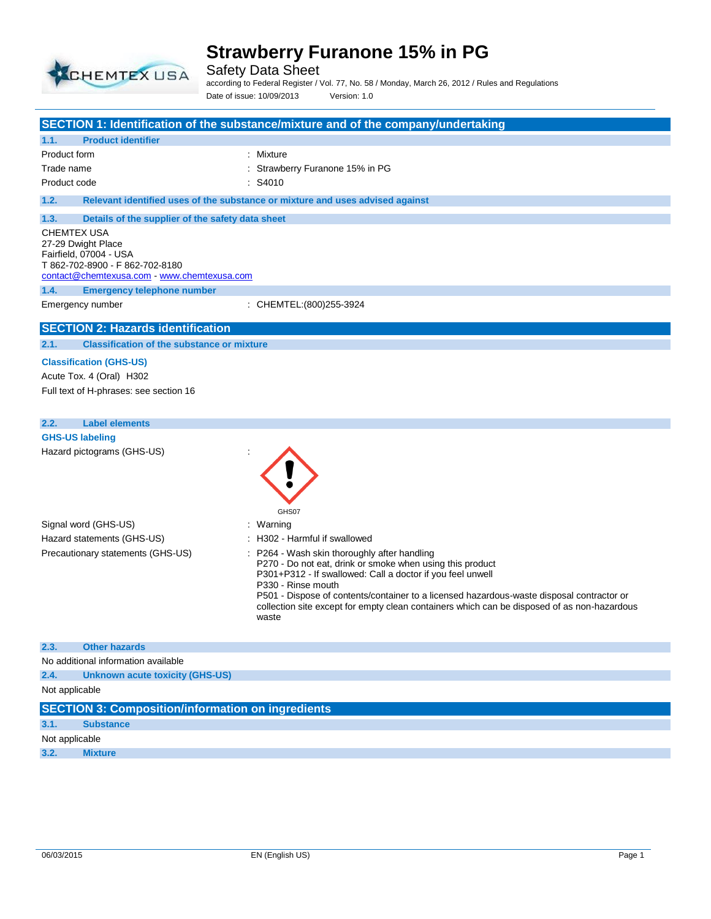# Strawberry Furanone 15% in PG

Safety Data Sheet

according to Federal Register / Vol. 77, No. 58 / Monday, March 26, 2012 / Rules and Regulations

Date of issue: 10/09/2013 Version: 1.0

## SECTION 1: Identification of the substance/mixture and of the company/undertaking

### 1.1. Product identifier

| | |
|---|---|
| Product form | : Mixture |
| Trade name | : Strawberry Furanone 15% in PG |
| Product code | : S4010 |

### 1.2. Relevant identified uses of the substance or mixture and uses advised against

### 1.3. Details of the supplier of the safety data sheet

CHEMTEX USA
27-29 Dwight Place
Fairfield, 07004 - USA
T 862-702-8900 - F 862-702-8180
contact@chemtexusa.com - www.chemtexusa.com

### 1.4. Emergency telephone number

| | |
|---|---|
| Emergency number | : CHEMTEL:(800)255-3924 |

## SECTION 2: Hazards identification

### 2.1. Classification of the substance or mixture

**Classification (GHS-US)**

Acute Tox. 4 (Oral) H302

Full text of H-phrases: see section 16

### 2.2. Label elements

**GHS-US labeling**

Hazard pictograms (GHS-US) :

GHS07

| | |
|---|---|
| Signal word (GHS-US) | : Warning |
| Hazard statements (GHS-US) | : H302 - Harmful if swallowed |
| Precautionary statements (GHS-US) | : P264 - Wash skin thoroughly after handling<br>P270 - Do not eat, drink or smoke when using this product<br>P301+P312 - If swallowed: Call a doctor if you feel unwell<br>P330 - Rinse mouth<br>P501 - Dispose of contents/container to a licensed hazardous-waste disposal contractor or collection site except for empty clean containers which can be disposed of as non-hazardous waste |

### 2.3. Other hazards

No additional information available

### 2.4. Unknown acute toxicity (GHS-US)

Not applicable

## SECTION 3: Composition/information on ingredients

### 3.1. Substance

Not applicable

### 3.2. Mixture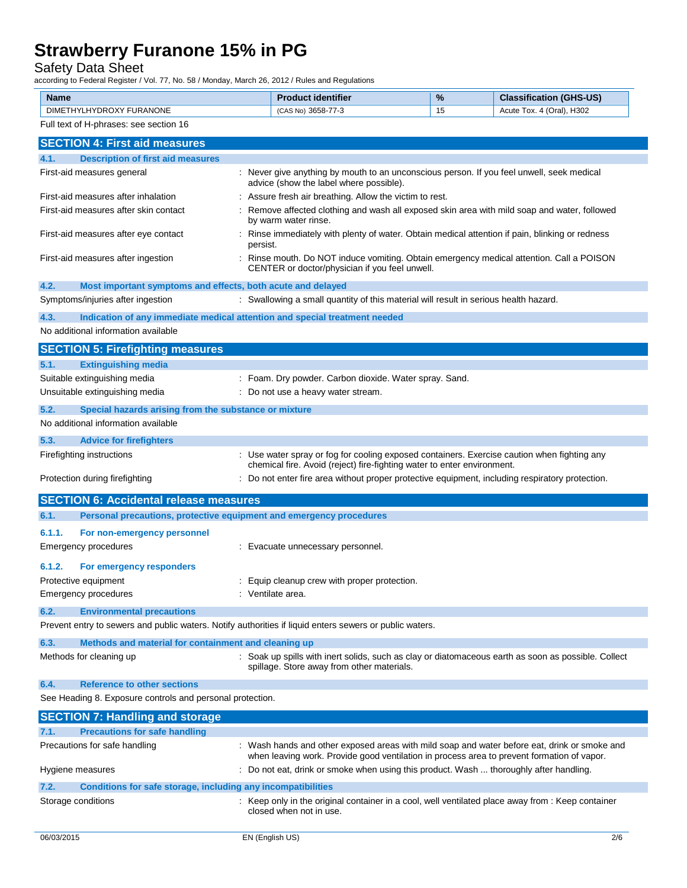| Name | Product identifier | % | Classification (GHS-US) |
|---|---|---|---|
| DIMETHYLHYDROXY FURANONE | (CAS No) 3658-77-3 | 15 | Acute Tox. 4 (Oral), H302 |

Full text of H-phrases: see section 16

## SECTION 4: First aid measures

### 4.1. Description of first aid measures

First-aid measures general : Never give anything by mouth to an unconscious person. If you feel unwell, seek medical advice (show the label where possible).

First-aid measures after inhalation : Assure fresh air breathing. Allow the victim to rest.

First-aid measures after skin contact : Remove affected clothing and wash all exposed skin area with mild soap and water, followed by warm water rinse.

First-aid measures after eye contact : Rinse immediately with plenty of water. Obtain medical attention if pain, blinking or redness persist.

First-aid measures after ingestion : Rinse mouth. Do NOT induce vomiting. Obtain emergency medical attention. Call a POISON CENTER or doctor/physician if you feel unwell.

### 4.2. Most important symptoms and effects, both acute and delayed

Symptoms/injuries after ingestion : Swallowing a small quantity of this material will result in serious health hazard.

### 4.3. Indication of any immediate medical attention and special treatment needed

No additional information available

## SECTION 5: Firefighting measures

### 5.1. Extinguishing media

Suitable extinguishing media : Foam. Dry powder. Carbon dioxide. Water spray. Sand.

Unsuitable extinguishing media : Do not use a heavy water stream.

### 5.2. Special hazards arising from the substance or mixture

No additional information available

### 5.3. Advice for firefighters

Firefighting instructions : Use water spray or fog for cooling exposed containers. Exercise caution when fighting any chemical fire. Avoid (reject) fire-fighting water to enter environment.

Protection during firefighting : Do not enter fire area without proper protective equipment, including respiratory protection.

## SECTION 6: Accidental release measures

### 6.1. Personal precautions, protective equipment and emergency procedures

#### 6.1.1. For non-emergency personnel

Emergency procedures : Evacuate unnecessary personnel.

#### 6.1.2. For emergency responders

Protective equipment : Equip cleanup crew with proper protection.

Emergency procedures : Ventilate area.

### 6.2. Environmental precautions

Prevent entry to sewers and public waters. Notify authorities if liquid enters sewers or public waters.

### 6.3. Methods and material for containment and cleaning up

Methods for cleaning up : Soak up spills with inert solids, such as clay or diatomaceous earth as soon as possible. Collect spillage. Store away from other materials.

### 6.4. Reference to other sections

See Heading 8. Exposure controls and personal protection.

## SECTION 7: Handling and storage

### 7.1. Precautions for safe handling

Precautions for safe handling : Wash hands and other exposed areas with mild soap and water before eat, drink or smoke and when leaving work. Provide good ventilation in process area to prevent formation of vapor.

Hygiene measures : Do not eat, drink or smoke when using this product. Wash ... thoroughly after handling.

### 7.2. Conditions for safe storage, including any incompatibilities

Storage conditions : Keep only in the original container in a cool, well ventilated place away from : Keep container closed when not in use.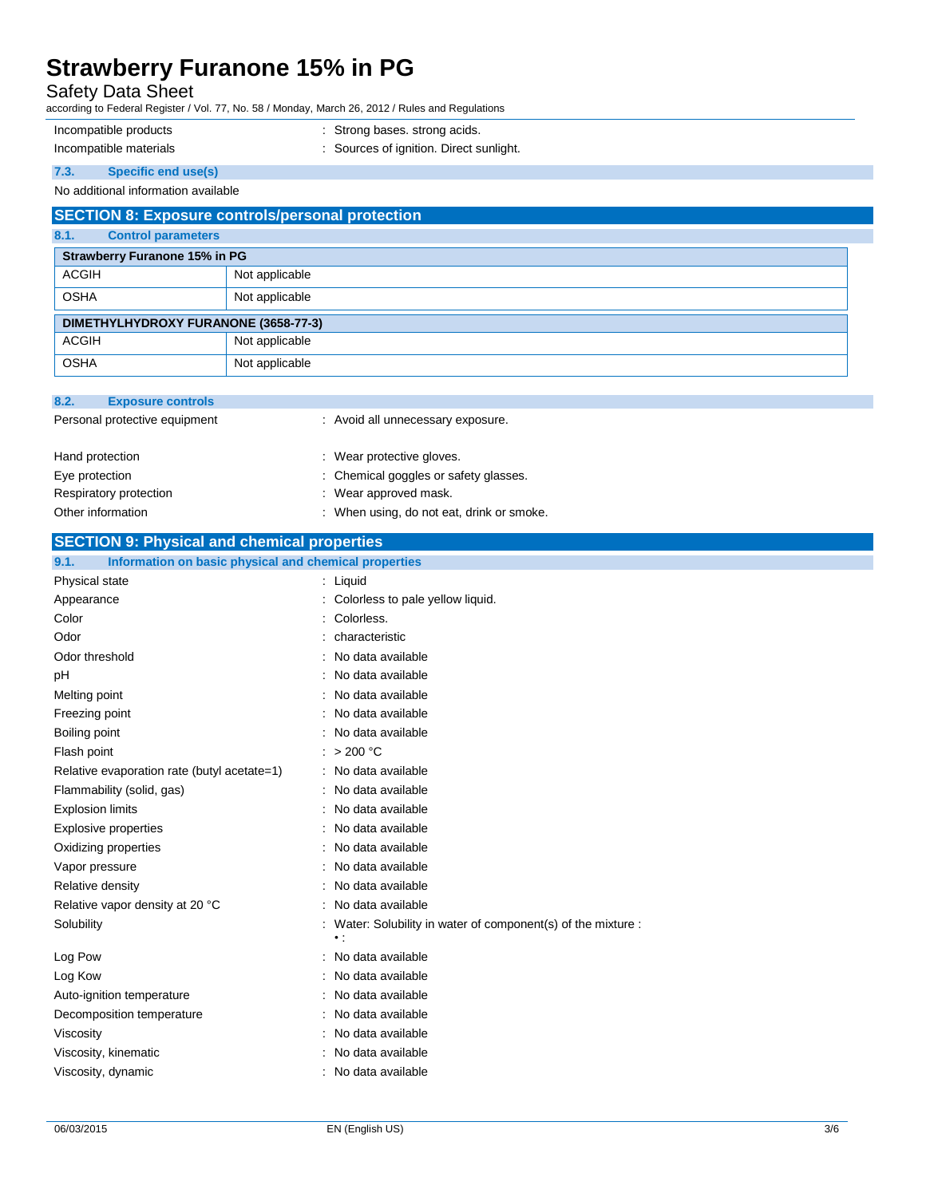| | |
|---|---|
| Incompatible products | : Strong bases. strong acids. |
| Incompatible materials | : Sources of ignition. Direct sunlight. |

### 7.3. Specific end use(s)

No additional information available

## SECTION 8: Exposure controls/personal protection

### 8.1. Control parameters

| Strawberry Furanone 15% in PG | |
|---|---|
| ACGIH | Not applicable |
| OSHA | Not applicable |

| DIMETHYLHYDROXY FURANONE (3658-77-3) | |
|---|---|
| ACGIH | Not applicable |
| OSHA | Not applicable |

### 8.2. Exposure controls

| | |
|---|---|
| Personal protective equipment | : Avoid all unnecessary exposure. |
| Hand protection | : Wear protective gloves. |
| Eye protection | : Chemical goggles or safety glasses. |
| Respiratory protection | : Wear approved mask. |
| Other information | : When using, do not eat, drink or smoke. |

## SECTION 9: Physical and chemical properties

### 9.1. Information on basic physical and chemical properties

| | |
|---|---|
| Physical state | : Liquid |
| Appearance | : Colorless to pale yellow liquid. |
| Color | : Colorless. |
| Odor | : characteristic |
| Odor threshold | : No data available |
| pH | : No data available |
| Melting point | : No data available |
| Freezing point | : No data available |
| Boiling point | : No data available |
| Flash point | : > 200 °C |
| Relative evaporation rate (butyl acetate=1) | : No data available |
| Flammability (solid, gas) | : No data available |
| Explosion limits | : No data available |
| Explosive properties | : No data available |
| Oxidizing properties | : No data available |
| Vapor pressure | : No data available |
| Relative density | : No data available |
| Relative vapor density at 20 °C | : No data available |
| Solubility | : Water: Solubility in water of component(s) of the mixture : • : |
| Log Pow | : No data available |
| Log Kow | : No data available |
| Auto-ignition temperature | : No data available |
| Decomposition temperature | : No data available |
| Viscosity | : No data available |
| Viscosity, kinematic | : No data available |
| Viscosity, dynamic | : No data available |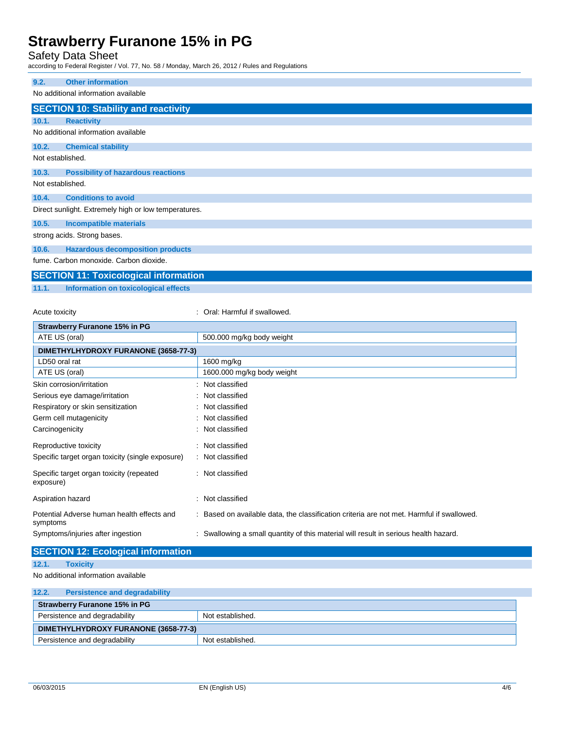### 9.2. Other information

No additional information available

## SECTION 10: Stability and reactivity

### 10.1. Reactivity

No additional information available

### 10.2. Chemical stability

Not established.

### 10.3. Possibility of hazardous reactions

Not established.

### 10.4. Conditions to avoid

Direct sunlight. Extremely high or low temperatures.

### 10.5. Incompatible materials

strong acids. Strong bases.

### 10.6. Hazardous decomposition products

fume. Carbon monoxide. Carbon dioxide.

## SECTION 11: Toxicological information

### 11.1. Information on toxicological effects

Acute toxicity : Oral: Harmful if swallowed.

| Strawberry Furanone 15% in PG | |
|---|---|
| ATE US (oral) | 500.000 mg/kg body weight |
| **DIMETHYLHYDROXY FURANONE (3658-77-3)** | |
| LD50 oral rat | 1600 mg/kg |
| ATE US (oral) | 1600.000 mg/kg body weight |

Skin corrosion/irritation : Not classified

Serious eye damage/irritation : Not classified

Respiratory or skin sensitization : Not classified

Germ cell mutagenicity : Not classified

Carcinogenicity : Not classified

Reproductive toxicity : Not classified

Specific target organ toxicity (single exposure) : Not classified

Specific target organ toxicity (repeated exposure) : Not classified

Aspiration hazard : Not classified

Potential Adverse human health effects and symptoms : Based on available data, the classification criteria are not met. Harmful if swallowed.

Symptoms/injuries after ingestion : Swallowing a small quantity of this material will result in serious health hazard.

## SECTION 12: Ecological information

### 12.1. Toxicity

No additional information available

### 12.2. Persistence and degradability

| Strawberry Furanone 15% in PG | |
|---|---|
| Persistence and degradability | Not established. |
| **DIMETHYLHYDROXY FURANONE (3658-77-3)** | |
| Persistence and degradability | Not established. |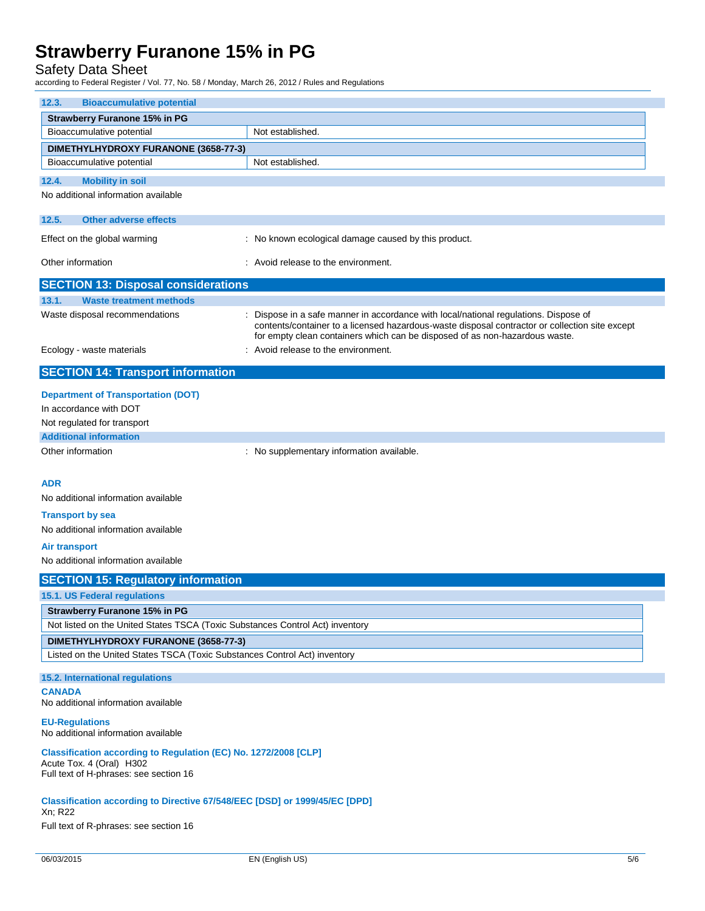### 12.3. Bioaccumulative potential

| Strawberry Furanone 15% in PG | |
|---|---|
| Bioaccumulative potential | Not established. |
| **DIMETHYLHYDROXY FURANONE (3658-77-3)** | |
| Bioaccumulative potential | Not established. |

### 12.4. Mobility in soil

No additional information available

### 12.5. Other adverse effects

Effect on the global warming : No known ecological damage caused by this product.

Other information : Avoid release to the environment.

## SECTION 13: Disposal considerations

### 13.1. Waste treatment methods

Waste disposal recommendations : Dispose in a safe manner in accordance with local/national regulations. Dispose of contents/container to a licensed hazardous-waste disposal contractor or collection site except for empty clean containers which can be disposed of as non-hazardous waste.

Ecology - waste materials : Avoid release to the environment.

## SECTION 14: Transport information

**Department of Transportation (DOT)**

In accordance with DOT

Not regulated for transport

**Additional information**

Other information : No supplementary information available.

**ADR**

No additional information available

**Transport by sea**

No additional information available

**Air transport**

No additional information available

## SECTION 15: Regulatory information

### 15.1. US Federal regulations

| Strawberry Furanone 15% in PG |
|---|
| Not listed on the United States TSCA (Toxic Substances Control Act) inventory |
| **DIMETHYLHYDROXY FURANONE (3658-77-3)** |
| Listed on the United States TSCA (Toxic Substances Control Act) inventory |

### 15.2. International regulations

**CANADA**

No additional information available

**EU-Regulations**

No additional information available

**Classification according to Regulation (EC) No. 1272/2008 [CLP]**

Acute Tox. 4 (Oral) H302

Full text of H-phrases: see section 16

**Classification according to Directive 67/548/EEC [DSD] or 1999/45/EC [DPD]**

Xn; R22

Full text of R-phrases: see section 16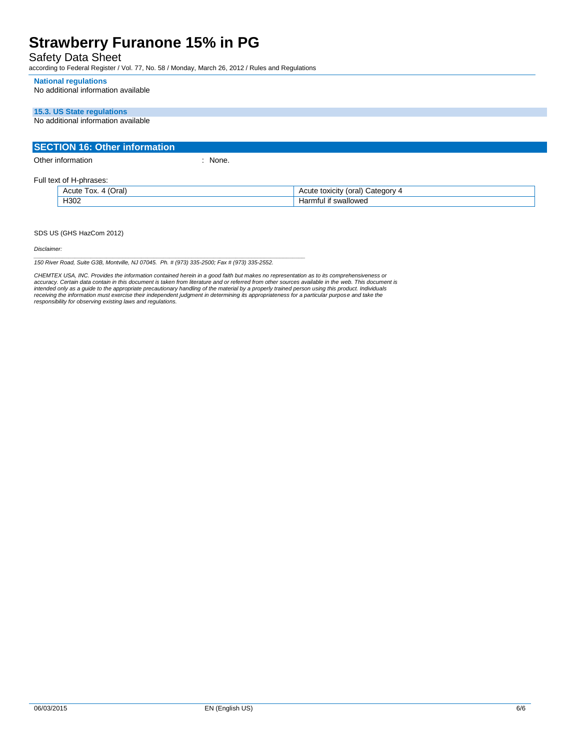**National regulations**

No additional information available

### 15.3. US State regulations

No additional information available

## SECTION 16: Other information

Other information : None.

Full text of H-phrases:

| | |
|---|---|
| Acute Tox. 4 (Oral) | Acute toxicity (oral) Category 4 |
| H302 | Harmful if swallowed |

SDS US (GHS HazCom 2012)

*Disclaimer:*

*150 River Road, Suite G3B, Montville, NJ 07045. Ph. # (973) 335-2500; Fax # (973) 335-2552.*

*CHEMTEX USA, INC. Provides the information contained herein in a good faith but makes no representation as to its comprehensiveness or accuracy. Certain data contain in this document is taken from literature and or referred from other sources available in the web. This document is intended only as a guide to the appropriate precautionary handling of the material by a properly trained person using this product. Individuals receiving the information must exercise their independent judgment in determining its appropriateness for a particular purpose and take the responsibility for observing existing laws and regulations.*